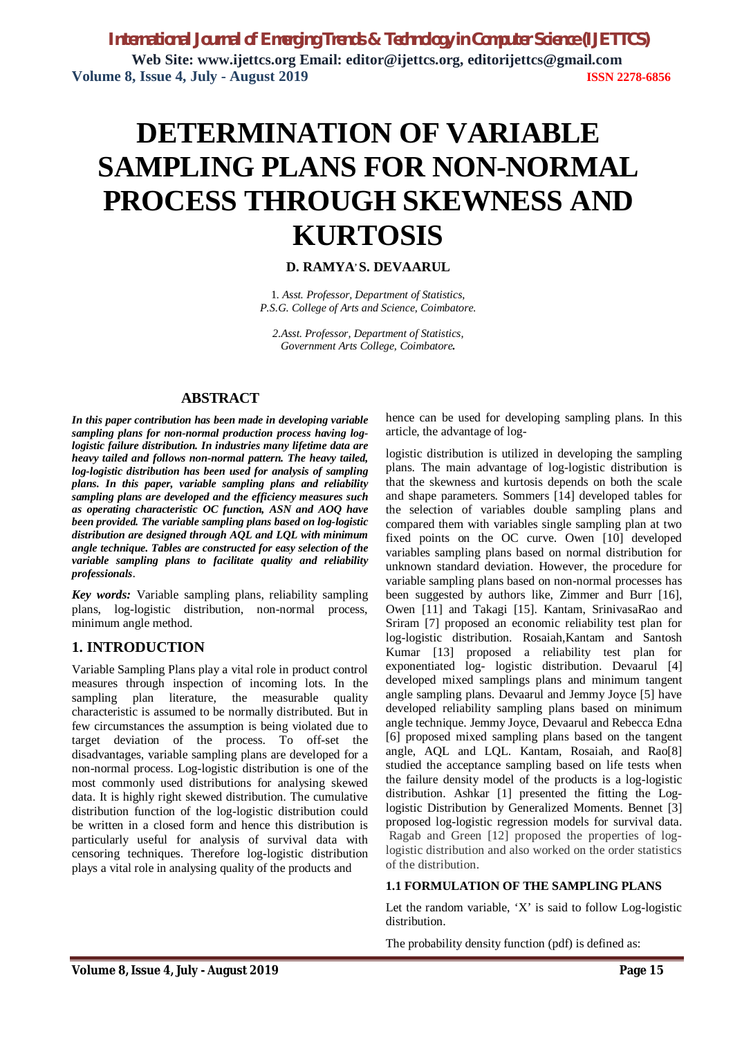# DETERMINATION OF VARIABLE SAMPLING PLANS FOR NON-NORMAL PROCESS THROUGH SKEWNESS AND KURTOSIS

**D. RAMYA, S. DEVAARUL**

1. *Asst. Professor, Department of Statistics, P.S.G. College of Arts and Science, Coimbatore.*

2. *Asst. Professor, Department of Statistics, Government Arts College, Coimbatore.*

## ABSTRACT

***In this paper contribution has been made in developing variable sampling plans for non-normal production process having log-logistic failure distribution. In industries many lifetime data are heavy tailed and follows non-normal pattern. The heavy tailed, log-logistic distribution has been used for analysis of sampling plans. In this paper, variable sampling plans and reliability sampling plans are developed and the efficiency measures such as operating characteristic OC function, ASN and AOQ have been provided. The variable sampling plans based on log-logistic distribution are designed through AQL and LQL with minimum angle technique. Tables are constructed for easy selection of the variable sampling plans to facilitate quality and reliability professionals.***

***Key words:*** Variable sampling plans, reliability sampling plans, log-logistic distribution, non-normal process, minimum angle method.

## 1. INTRODUCTION

Variable Sampling Plans play a vital role in product control measures through inspection of incoming lots. In the sampling plan literature, the measurable quality characteristic is assumed to be normally distributed. But in few circumstances the assumption is being violated due to target deviation of the process. To off-set the disadvantages, variable sampling plans are developed for a non-normal process. Log-logistic distribution is one of the most commonly used distributions for analysing skewed data. It is highly right skewed distribution. The cumulative distribution function of the log-logistic distribution could be written in a closed form and hence this distribution is particularly useful for analysis of survival data with censoring techniques. Therefore log-logistic distribution plays a vital role in analysing quality of the products and hence can be used for developing sampling plans. In this article, the advantage of log-

logistic distribution is utilized in developing the sampling plans. The main advantage of log-logistic distribution is that the skewness and kurtosis depends on both the scale and shape parameters. Sommers [14] developed tables for the selection of variables double sampling plans and compared them with variables single sampling plan at two fixed points on the OC curve. Owen [10] developed variables sampling plans based on normal distribution for unknown standard deviation. However, the procedure for variable sampling plans based on non-normal processes has been suggested by authors like, Zimmer and Burr [16], Owen [11] and Takagi [15]. Kantam, SrinivasaRao and Sriram [7] proposed an economic reliability test plan for log-logistic distribution. Rosaiah,Kantam and Santosh Kumar [13] proposed a reliability test plan for exponentiated log- logistic distribution. Devaarul [4] developed mixed samplings plans and minimum tangent angle sampling plans. Devaarul and Jemmy Joyce [5] have developed reliability sampling plans based on minimum angle technique. Jemmy Joyce, Devaarul and Rebecca Edna [6] proposed mixed sampling plans based on the tangent angle, AQL and LQL. Kantam, Rosaiah, and Rao[8] studied the acceptance sampling based on life tests when the failure density model of the products is a log-logistic distribution. Ashkar [1] presented the fitting the Log-logistic Distribution by Generalized Moments. Bennet [3] proposed log-logistic regression models for survival data. Ragab and Green [12] proposed the properties of log-logistic distribution and also worked on the order statistics of the distribution.

### 1.1 FORMULATION OF THE SAMPLING PLANS

Let the random variable, 'X' is said to follow Log-logistic distribution.

The probability density function (pdf) is defined as: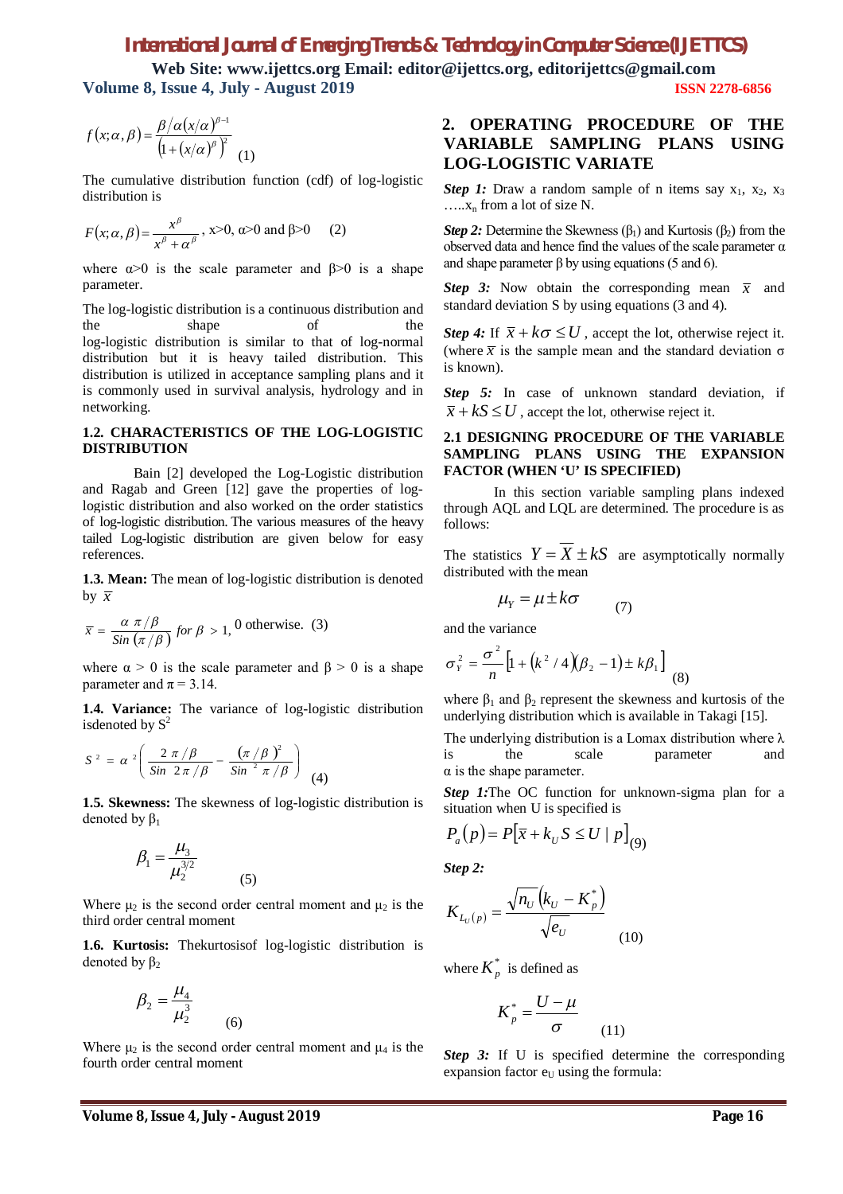$$f(x;\alpha,\beta)=\frac{\beta/\alpha(x/\alpha)^{\beta-1}}{\left(1+(x/\alpha)^{\beta}\right)^{2}} \quad (1)$$

The cumulative distribution function (cdf) of log-logistic distribution is

$$F(x;\alpha,\beta)=\frac{x^{\beta}}{x^{\beta}+\alpha^{\beta}}, \text{ x>0, } \alpha\text{>0 and } \beta\text{>0} \quad (2)$$

where α>0 is the scale parameter and β>0 is a shape parameter.

The log-logistic distribution is a continuous distribution and the shape of the log-logistic distribution is similar to that of log-normal distribution but it is heavy tailed distribution. This distribution is utilized in acceptance sampling plans and it is commonly used in survival analysis, hydrology and in networking.

### 1.2. CHARACTERISTICS OF THE LOG-LOGISTIC DISTRIBUTION

Bain [2] developed the Log-Logistic distribution and Ragab and Green [12] gave the properties of log-logistic distribution and also worked on the order statistics of log-logistic distribution. The various measures of the heavy tailed Log-logistic distribution are given below for easy references.

**1.3. Mean:** The mean of log-logistic distribution is denoted by $\bar{x}$

$$\bar{x}=\frac{\alpha\;\pi/\beta}{Sin\;(\pi/\beta)}\;for\;\beta>1,\;0\text{ otherwise.} \quad (3)$$

where α > 0 is the scale parameter and β > 0 is a shape parameter and π = 3.14.

**1.4. Variance:** The variance of log-logistic distribution isdenoted by $S^2$

$$S^{2}=\alpha^{2}\left(\frac{2\pi/\beta}{Sin\;2\pi/\beta}-\frac{(\pi/\beta)^{2}}{Sin^{2}\;\pi/\beta}\right) \quad (4)$$

**1.5. Skewness:** The skewness of log-logistic distribution is denoted by $\beta_1$

$$\beta_1=\frac{\mu_3}{\mu_2^{3/2}} \quad (5)$$

Where $\mu_2$ is the second order central moment and $\mu_2$ is the third order central moment

**1.6. Kurtosis:** Thekurtosisof log-logistic distribution is denoted by $\beta_2$

$$\beta_2=\frac{\mu_4}{\mu_2^{3}} \quad (6)$$

Where $\mu_2$ is the second order central moment and $\mu_4$ is the fourth order central moment

## 2. OPERATING PROCEDURE OF THE VARIABLE SAMPLING PLANS USING LOG-LOGISTIC VARIATE

***Step 1:*** Draw a random sample of n items say $x_1$, $x_2$, $x_3$ …..$x_n$ from a lot of size N.

***Step 2:*** Determine the Skewness ($\beta_1$) and Kurtosis ($\beta_2$) from the observed data and hence find the values of the scale parameter α and shape parameter β by using equations (5 and 6).

***Step 3:*** Now obtain the corresponding mean $\bar{x}$ and standard deviation S by using equations (3 and 4).

***Step 4:*** If $\bar{x}+k\sigma\leq U$, accept the lot, otherwise reject it. (where $\bar{x}$ is the sample mean and the standard deviation σ is known).

***Step 5:*** In case of unknown standard deviation, if $\bar{x}+kS\leq U$, accept the lot, otherwise reject it.

### 2.1 DESIGNING PROCEDURE OF THE VARIABLE SAMPLING PLANS USING THE EXPANSION FACTOR (WHEN 'U' IS SPECIFIED)

In this section variable sampling plans indexed through AQL and LQL are determined. The procedure is as follows:

The statistics $Y=\overline{X}\pm kS$ are asymptotically normally distributed with the mean

$$\mu_Y=\mu\pm k\sigma \quad (7)$$

and the variance

$$\sigma_Y^{2}=\frac{\sigma^{2}}{n}\left[1+\left(k^{2}/4\right)(\beta_2-1)\pm k\beta_1\right] \quad (8)$$

where $\beta_1$ and $\beta_2$ represent the skewness and kurtosis of the underlying distribution which is available in Takagi [15].

The underlying distribution is a Lomax distribution where λ is the scale parameter and α is the shape parameter.

***Step 1:***The OC function for unknown-sigma plan for a situation when U is specified is

$$P_a(p)=P\left[\bar{x}+k_U S\leq U\mid p\right] \quad (9)$$

***Step 2:***

$$K_{L_U(p)}=\frac{\sqrt{n_U}\left(k_U-K_p^{*}\right)}{\sqrt{e_U}} \quad (10)$$

where $K_p^{*}$ is defined as

$$K_p^{*}=\frac{U-\mu}{\sigma} \quad (11)$$

***Step 3:*** If U is specified determine the corresponding expansion factor $e_U$ using the formula: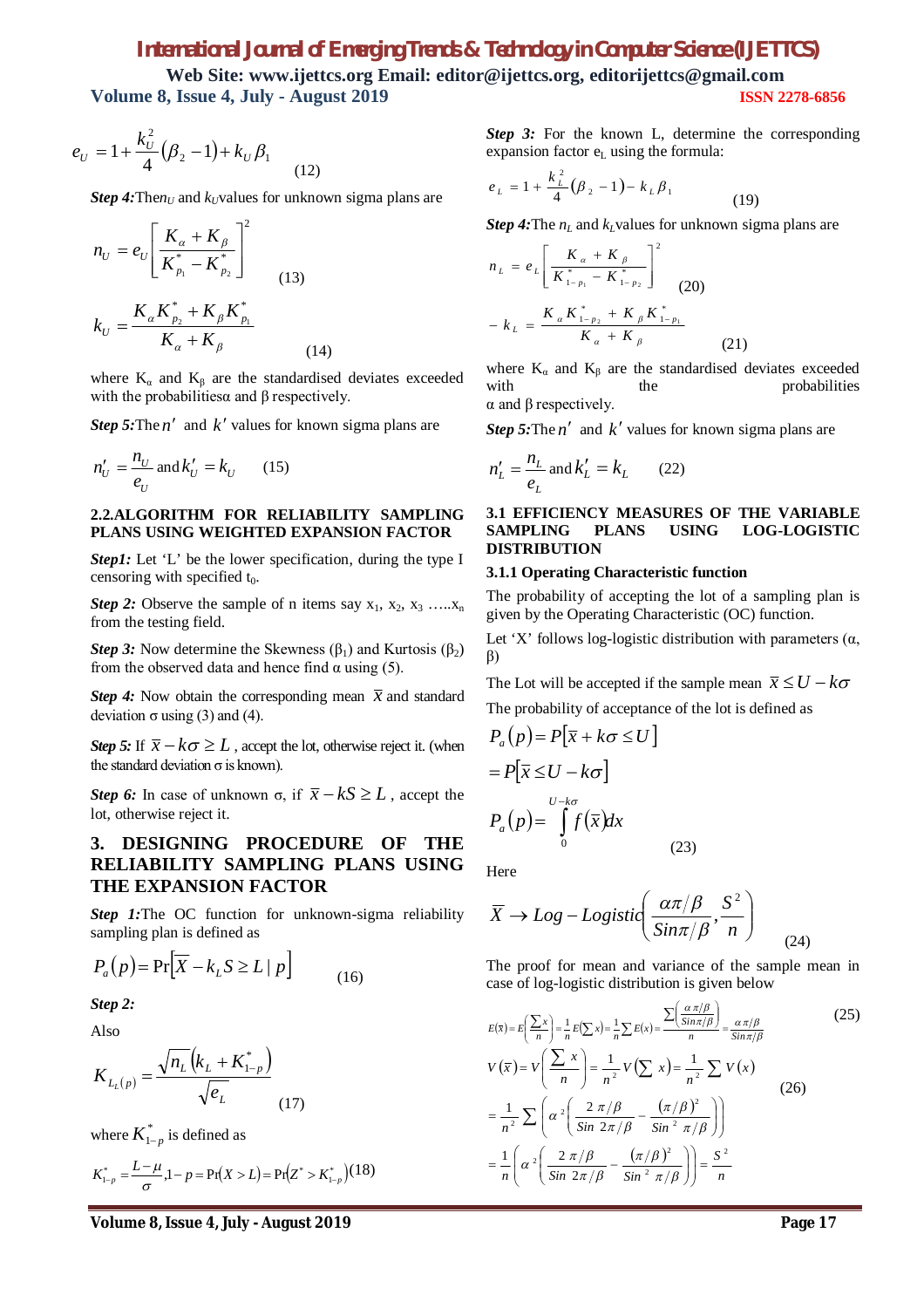$$e_U = 1 + \frac{k_U^2}{4}(\beta_2 - 1) + k_U \beta_1 \tag{12}$$

***Step 4:*** Then $n_U$ and $k_U$ values for unknown sigma plans are

$$n_U = e_U \left[ \frac{K_\alpha + K_\beta}{K^*_{p_1} - K^*_{p_2}} \right]^2 \tag{13}$$

$$k_U = \frac{K_\alpha K^*_{p_2} + K_\beta K^*_{p_1}}{K_\alpha + K_\beta} \tag{14}$$

where $K_\alpha$ and $K_\beta$ are the standardised deviates exceeded with the probabilities $\alpha$ and $\beta$ respectively.

***Step 5:*** The $n'$ and $k'$ values for known sigma plans are

$$n'_U = \frac{n_U}{e_U} \text{ and } k'_U = k_U \tag{15}$$

### 2.2. ALGORITHM FOR RELIABILITY SAMPLING PLANS USING WEIGHTED EXPANSION FACTOR

***Step1:*** Let 'L' be the lower specification, during the type I censoring with specified $t_0$.

***Step 2:*** Observe the sample of n items say $x_1, x_2, x_3 \ldots x_n$ from the testing field.

***Step 3:*** Now determine the Skewness ($\beta_1$) and Kurtosis ($\beta_2$) from the observed data and hence find $\alpha$ using (5).

***Step 4:*** Now obtain the corresponding mean $\bar{x}$ and standard deviation $\sigma$ using (3) and (4).

***Step 5:*** If $\bar{x} - k\sigma \geq L$, accept the lot, otherwise reject it. (when the standard deviation $\sigma$ is known).

***Step 6:*** In case of unknown $\sigma$, if $\bar{x} - kS \geq L$, accept the lot, otherwise reject it.

## 3. DESIGNING PROCEDURE OF THE RELIABILITY SAMPLING PLANS USING THE EXPANSION FACTOR

***Step 1:*** The OC function for unknown-sigma reliability sampling plan is defined as

$$P_a(p) = \Pr\left[\bar{X} - k_L S \geq L \mid p\right] \tag{16}$$

***Step 2:***

Also

$$K_{L_L(p)} = \frac{\sqrt{n_L}\left(k_L + K^*_{1-p}\right)}{\sqrt{e_L}} \tag{17}$$

where $K^*_{1-p}$ is defined as

$$K^*_{1-p} = \frac{L-\mu}{\sigma}, 1-p = \Pr(X > L) = \Pr\left(Z^* > K^*_{1-p}\right) \tag{18}$$

***Step 3:*** For the known L, determine the corresponding expansion factor $e_L$ using the formula:

$$e_L = 1 + \frac{k_L^2}{4}(\beta_2 - 1) - k_L \beta_1 \tag{19}$$

***Step 4:*** The $n_L$ and $k_L$ values for unknown sigma plans are

$$n_L = e_L \left[ \frac{K_\alpha + K_\beta}{K^*_{1-p_1} - K^*_{1-p_2}} \right]^2 \tag{20}$$

$$-k_L = \frac{K_\alpha K^*_{1-p_2} + K_\beta K^*_{1-p_1}}{K_\alpha + K_\beta} \tag{21}$$

where $K_\alpha$ and $K_\beta$ are the standardised deviates exceeded with the probabilities $\alpha$ and $\beta$ respectively.

***Step 5:*** The $n'$ and $k'$ values for known sigma plans are

$$n'_L = \frac{n_L}{e_L} \text{ and } k'_L = k_L \tag{22}$$

### 3.1 EFFICIENCY MEASURES OF THE VARIABLE SAMPLING PLANS USING LOG-LOGISTIC DISTRIBUTION

#### 3.1.1 Operating Characteristic function

The probability of accepting the lot of a sampling plan is given by the Operating Characteristic (OC) function.

Let 'X' follows log-logistic distribution with parameters ($\alpha$, $\beta$)

The Lot will be accepted if the sample mean $\bar{x} \leq U - k\sigma$

The probability of acceptance of the lot is defined as

$$P_a(p) = P[\bar{x} + k\sigma \leq U]$$

$$= P[\bar{x} \leq U - k\sigma]$$

$$P_a(p) = \int_0^{U-k\sigma} f(\bar{x})dx \tag{23}$$

Here

$$\bar{X} \to Log - Logistic\left(\frac{\alpha\pi/\beta}{Sin\pi/\beta}, \frac{S^2}{n}\right) \tag{24}$$

The proof for mean and variance of the sample mean in case of log-logistic distribution is given below

$$E(\bar{x}) = E\left(\frac{\sum x}{n}\right) = \frac{1}{n}E\left(\sum x\right) = \frac{1}{n}\sum E(x) = \frac{\sum\left(\frac{\alpha\pi/\beta}{Sin\pi/\beta}\right)}{n} = \frac{\alpha\pi/\beta}{Sin\pi/\beta} \tag{25}$$

$$V(\bar{x}) = V\left(\frac{\sum x}{n}\right) = \frac{1}{n^2}V\left(\sum x\right) = \frac{1}{n^2}\sum V(x)$$

$$= \frac{1}{n^2}\sum\left(\alpha^2\left(\frac{2\pi/\beta}{Sin\ 2\pi/\beta} - \frac{(\pi/\beta)^2}{Sin^2\ \pi/\beta}\right)\right) \tag{26}$$

$$= \frac{1}{n}\left(\alpha^2\left(\frac{2\pi/\beta}{Sin\ 2\pi/\beta} - \frac{(\pi/\beta)^2}{Sin^2\ \pi/\beta}\right)\right) = \frac{S^2}{n}$$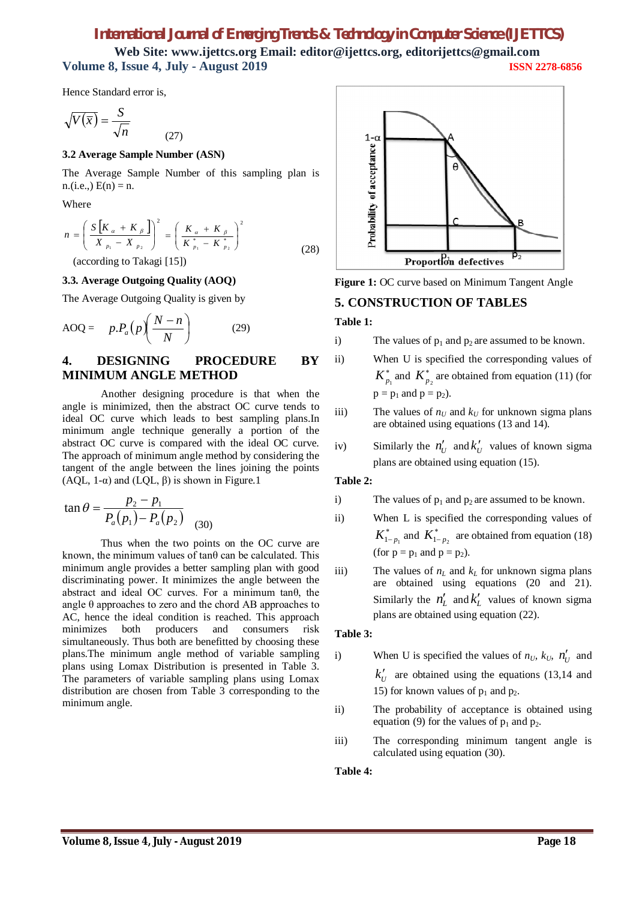Hence Standard error is,

$$\sqrt{V(\bar{x})} = \frac{S}{\sqrt{n}} \qquad (27)$$

### 3.2 Average Sample Number (ASN)

The Average Sample Number of this sampling plan is n.(i.e.,) E(n) = n.

Where

$$n = \left( \frac{S\left[K_{\alpha} + K_{\beta}\right]}{X_{p_1} - X_{p_2}} \right)^2 = \left( \frac{K_{\alpha} + K_{\beta}}{K^*_{p_1} - K^*_{p_2}} \right)^2 \qquad (28)$$

(according to Takagi [15])

### 3.3. Average Outgoing Quality (AOQ)

The Average Outgoing Quality is given by

$$\text{AOQ} = p.P_a(p)\left(\frac{N-n}{N}\right) \qquad (29)$$

## 4. DESIGNING PROCEDURE BY MINIMUM ANGLE METHOD

Another designing procedure is that when the angle is minimized, then the abstract OC curve tends to ideal OC curve which leads to best sampling plans.In minimum angle technique generally a portion of the abstract OC curve is compared with the ideal OC curve. The approach of minimum angle method by considering the tangent of the angle between the lines joining the points (AQL, 1-α) and (LQL, β) is shown in Figure.1

$$\tan\theta = \frac{p_2 - p_1}{P_a(p_1) - P_a(p_2)} \qquad (30)$$

Thus when the two points on the OC curve are known, the minimum values of tanθ can be calculated. This minimum angle provides a better sampling plan with good discriminating power. It minimizes the angle between the abstract and ideal OC curves. For a minimum tanθ, the angle θ approaches to zero and the chord AB approaches to AC, hence the ideal condition is reached. This approach minimizes both producers and consumers risk simultaneously. Thus both are benefitted by choosing these plans.The minimum angle method of variable sampling plans using Lomax Distribution is presented in Table 3. The parameters of variable sampling plans using Lomax distribution are chosen from Table 3 corresponding to the minimum angle.

**Figure 1:** OC curve based on Minimum Tangent Angle

## 5. CONSTRUCTION OF TABLES

**Table 1:**

i) The values of $p_1$ and $p_2$ are assumed to be known.

ii) When U is specified the corresponding values of $K^*_{p_1}$ and $K^*_{p_2}$ are obtained from equation (11) (for $p = p_1$ and $p = p_2$).

iii) The values of $n_U$ and $k_U$ for unknown sigma plans are obtained using equations (13 and 14).

iv) Similarly the $n'_U$ and $k'_U$ values of known sigma plans are obtained using equation (15).

**Table 2:**

i) The values of $p_1$ and $p_2$ are assumed to be known.

ii) When L is specified the corresponding values of $K^*_{1-p_1}$ and $K^*_{1-p_2}$ are obtained from equation (18) (for $p = p_1$ and $p = p_2$).

iii) The values of $n_L$ and $k_L$ for unknown sigma plans are obtained using equations (20 and 21). Similarly the $n'_L$ and $k'_L$ values of known sigma plans are obtained using equation (22).

**Table 3:**

i) When U is specified the values of $n_U$, $k_U$, $n'_U$ and $k'_U$ are obtained using the equations (13,14 and 15) for known values of $p_1$ and $p_2$.

ii) The probability of acceptance is obtained using equation (9) for the values of $p_1$ and $p_2$.

iii) The corresponding minimum tangent angle is calculated using equation (30).

**Table 4:**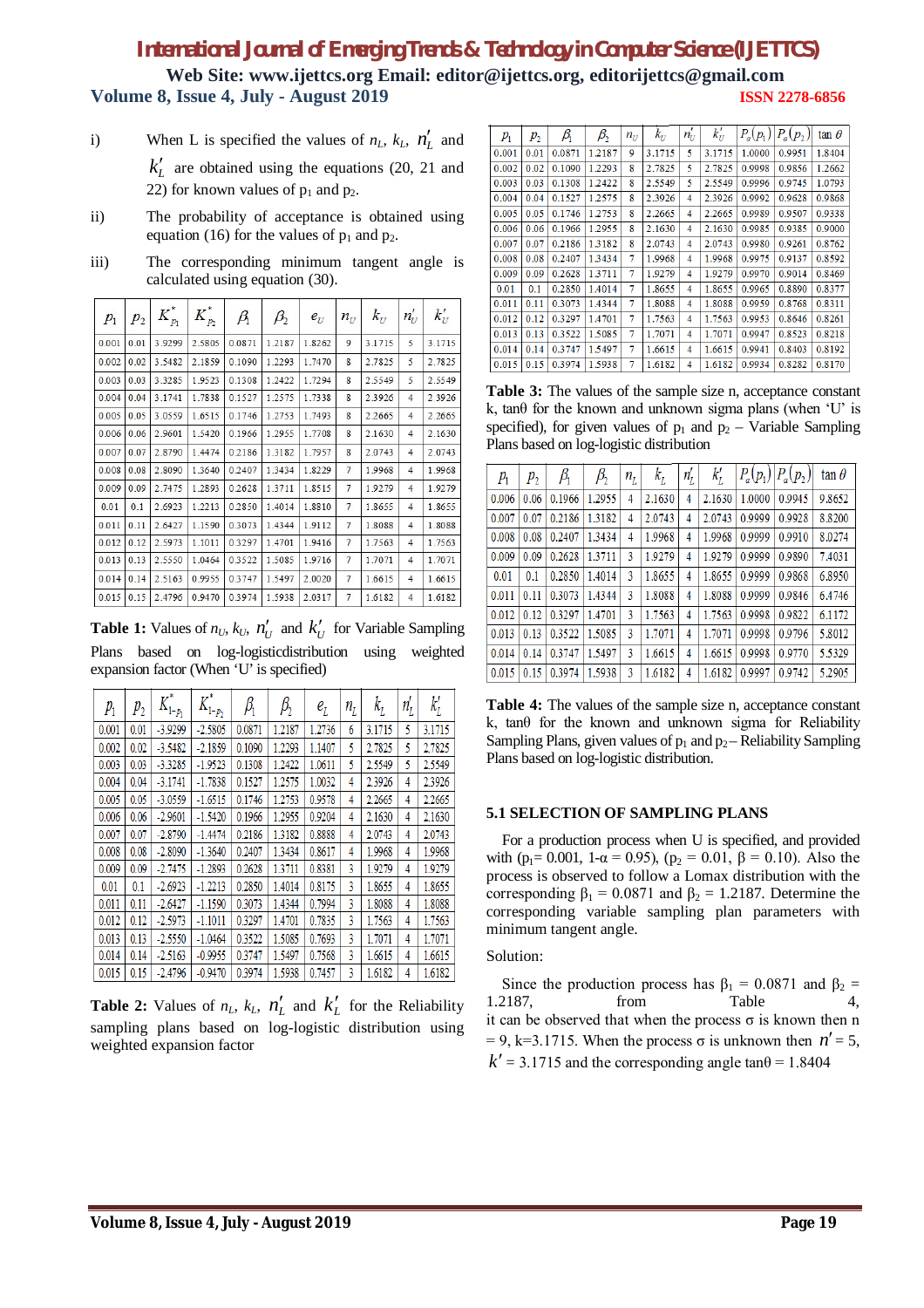i) When L is specified the values of $n_L$, $k_L$, $n_L'$ and $k_L'$ are obtained using the equations (20, 21 and 22) for known values of $p_1$ and $p_2$.

ii) The probability of acceptance is obtained using equation (16) for the values of $p_1$ and $p_2$.

iii) The corresponding minimum tangent angle is calculated using equation (30).

| $p_1$ | $p_2$ | $K^*_{p_1}$ | $K^*_{p_2}$ | $\beta_1$ | $\beta_2$ | $e_U$ | $n_U$ | $k_U$ | $n_U'$ | $k_U'$ |
|---|---|---|---|---|---|---|---|---|---|---|
| 0.001 | 0.01 | 3.9299 | 2.5805 | 0.0871 | 1.2187 | 1.8262 | 9 | 3.1715 | 5 | 3.1715 |
| 0.002 | 0.02 | 3.5482 | 2.1859 | 0.1090 | 1.2293 | 1.7470 | 8 | 2.7825 | 5 | 2.7825 |
| 0.003 | 0.03 | 3.3285 | 1.9523 | 0.1308 | 1.2422 | 1.7294 | 8 | 2.5549 | 5 | 2.5549 |
| 0.004 | 0.04 | 3.1741 | 1.7838 | 0.1527 | 1.2575 | 1.7338 | 8 | 2.3926 | 4 | 2.3926 |
| 0.005 | 0.05 | 3.0559 | 1.6515 | 0.1746 | 1.2753 | 1.7493 | 8 | 2.2665 | 4 | 2.2665 |
| 0.006 | 0.06 | 2.9601 | 1.5420 | 0.1966 | 1.2955 | 1.7708 | 8 | 2.1630 | 4 | 2.1630 |
| 0.007 | 0.07 | 2.8790 | 1.4474 | 0.2186 | 1.3182 | 1.7957 | 8 | 2.0743 | 4 | 2.0743 |
| 0.008 | 0.08 | 2.8090 | 1.3640 | 0.2407 | 1.3434 | 1.8229 | 7 | 1.9968 | 4 | 1.9968 |
| 0.009 | 0.09 | 2.7475 | 1.2893 | 0.2628 | 1.3711 | 1.8515 | 7 | 1.9279 | 4 | 1.9279 |
| 0.01 | 0.1 | 2.6923 | 1.2213 | 0.2850 | 1.4014 | 1.8810 | 7 | 1.8655 | 4 | 1.8655 |
| 0.011 | 0.11 | 2.6427 | 1.1590 | 0.3073 | 1.4344 | 1.9112 | 7 | 1.8088 | 4 | 1.8088 |
| 0.012 | 0.12 | 2.5973 | 1.1011 | 0.3297 | 1.4701 | 1.9416 | 7 | 1.7563 | 4 | 1.7563 |
| 0.013 | 0.13 | 2.5550 | 1.0464 | 0.3522 | 1.5085 | 1.9716 | 7 | 1.7071 | 4 | 1.7071 |
| 0.014 | 0.14 | 2.5163 | 0.9955 | 0.3747 | 1.5497 | 2.0020 | 7 | 1.6615 | 4 | 1.6615 |
| 0.015 | 0.15 | 2.4796 | 0.9470 | 0.3974 | 1.5938 | 2.0317 | 7 | 1.6182 | 4 | 1.6182 |

**Table 1:** Values of $n_U$, $k_U$, $n_U'$ and $k_U'$ for Variable Sampling Plans based on log-logisticdistribution using weighted expansion factor (When 'U' is specified)

| $p_1$ | $p_2$ | $K^*_{1-p_1}$ | $K^*_{1-p_2}$ | $\beta_1$ | $\beta_2$ | $e_L$ | $n_L$ | $k_L$ | $n_L'$ | $k_L'$ |
|---|---|---|---|---|---|---|---|---|---|---|
| 0.001 | 0.01 | -3.9299 | -2.5805 | 0.0871 | 1.2187 | 1.2736 | 6 | 3.1715 | 5 | 3.1715 |
| 0.002 | 0.02 | -3.5482 | -2.1859 | 0.1090 | 1.2293 | 1.1407 | 5 | 2.7825 | 5 | 2.7825 |
| 0.003 | 0.03 | -3.3285 | -1.9523 | 0.1308 | 1.2422 | 1.0611 | 5 | 2.5549 | 5 | 2.5549 |
| 0.004 | 0.04 | -3.1741 | -1.7838 | 0.1527 | 1.2575 | 1.0032 | 4 | 2.3926 | 4 | 2.3926 |
| 0.005 | 0.05 | -3.0559 | -1.6515 | 0.1746 | 1.2753 | 0.9578 | 4 | 2.2665 | 4 | 2.2665 |
| 0.006 | 0.06 | -2.9601 | -1.5420 | 0.1966 | 1.2955 | 0.9204 | 4 | 2.1630 | 4 | 2.1630 |
| 0.007 | 0.07 | -2.8790 | -1.4474 | 0.2186 | 1.3182 | 0.8888 | 4 | 2.0743 | 4 | 2.0743 |
| 0.008 | 0.08 | -2.8090 | -1.3640 | 0.2407 | 1.3434 | 0.8617 | 4 | 1.9968 | 4 | 1.9968 |
| 0.009 | 0.09 | -2.7475 | -1.2893 | 0.2628 | 1.3711 | 0.8381 | 3 | 1.9279 | 4 | 1.9279 |
| 0.01 | 0.1 | -2.6923 | -1.2213 | 0.2850 | 1.4014 | 0.8175 | 3 | 1.8655 | 4 | 1.8655 |
| 0.011 | 0.11 | -2.6427 | -1.1590 | 0.3073 | 1.4344 | 0.7994 | 3 | 1.8088 | 4 | 1.8088 |
| 0.012 | 0.12 | -2.5973 | -1.1011 | 0.3297 | 1.4701 | 0.7835 | 3 | 1.7563 | 4 | 1.7563 |
| 0.013 | 0.13 | -2.5550 | -1.0464 | 0.3522 | 1.5085 | 0.7693 | 3 | 1.7071 | 4 | 1.7071 |
| 0.014 | 0.14 | -2.5163 | -0.9955 | 0.3747 | 1.5497 | 0.7568 | 3 | 1.6615 | 4 | 1.6615 |
| 0.015 | 0.15 | -2.4796 | -0.9470 | 0.3974 | 1.5938 | 0.7457 | 3 | 1.6182 | 4 | 1.6182 |

**Table 2:** Values of $n_L$, $k_L$, $n_L'$ and $k_L'$ for the Reliability sampling plans based on log-logistic distribution using weighted expansion factor

| $p_1$ | $p_2$ | $\beta_1$ | $\beta_2$ | $n_U$ | $k_U$ | $n_U'$ | $k_U'$ | $P_a(p_1)$ | $P_a(p_2)$ | $\tan\theta$ |
|---|---|---|---|---|---|---|---|---|---|---|
| 0.001 | 0.01 | 0.0871 | 1.2187 | 9 | 3.1715 | 5 | 3.1715 | 1.0000 | 0.9951 | 1.8404 |
| 0.002 | 0.02 | 0.1090 | 1.2293 | 8 | 2.7825 | 5 | 2.7825 | 0.9998 | 0.9856 | 1.2662 |
| 0.003 | 0.03 | 0.1308 | 1.2422 | 8 | 2.5549 | 5 | 2.5549 | 0.9996 | 0.9745 | 1.0793 |
| 0.004 | 0.04 | 0.1527 | 1.2575 | 8 | 2.3926 | 4 | 2.3926 | 0.9992 | 0.9628 | 0.9868 |
| 0.005 | 0.05 | 0.1746 | 1.2753 | 8 | 2.2665 | 4 | 2.2665 | 0.9989 | 0.9507 | 0.9338 |
| 0.006 | 0.06 | 0.1966 | 1.2955 | 8 | 2.1630 | 4 | 2.1630 | 0.9985 | 0.9385 | 0.9000 |
| 0.007 | 0.07 | 0.2186 | 1.3182 | 8 | 2.0743 | 4 | 2.0743 | 0.9980 | 0.9261 | 0.8762 |
| 0.008 | 0.08 | 0.2407 | 1.3434 | 7 | 1.9968 | 4 | 1.9968 | 0.9975 | 0.9137 | 0.8592 |
| 0.009 | 0.09 | 0.2628 | 1.3711 | 7 | 1.9279 | 4 | 1.9279 | 0.9970 | 0.9014 | 0.8469 |
| 0.01 | 0.1 | 0.2850 | 1.4014 | 7 | 1.8655 | 4 | 1.8655 | 0.9965 | 0.8890 | 0.8377 |
| 0.011 | 0.11 | 0.3073 | 1.4344 | 7 | 1.8088 | 4 | 1.8088 | 0.9959 | 0.8768 | 0.8311 |
| 0.012 | 0.12 | 0.3297 | 1.4701 | 7 | 1.7563 | 4 | 1.7563 | 0.9953 | 0.8646 | 0.8261 |
| 0.013 | 0.13 | 0.3522 | 1.5085 | 7 | 1.7071 | 4 | 1.7071 | 0.9947 | 0.8523 | 0.8218 |
| 0.014 | 0.14 | 0.3747 | 1.5497 | 7 | 1.6615 | 4 | 1.6615 | 0.9941 | 0.8403 | 0.8192 |
| 0.015 | 0.15 | 0.3974 | 1.5938 | 7 | 1.6182 | 4 | 1.6182 | 0.9934 | 0.8282 | 0.8170 |

**Table 3:** The values of the sample size n, acceptance constant k, tanθ for the known and unknown sigma plans (when 'U' is specified), for given values of $p_1$ and $p_2$ – Variable Sampling Plans based on log-logistic distribution

| $p_1$ | $p_2$ | $\beta_1$ | $\beta_2$ | $n_L$ | $k_L$ | $n_L'$ | $k_L'$ | $P_a(p_1)$ | $P_a(p_2)$ | $\tan\theta$ |
|---|---|---|---|---|---|---|---|---|---|---|
| 0.006 | 0.06 | 0.1966 | 1.2955 | 4 | 2.1630 | 4 | 2.1630 | 1.0000 | 0.9945 | 9.8652 |
| 0.007 | 0.07 | 0.2186 | 1.3182 | 4 | 2.0743 | 4 | 2.0743 | 0.9999 | 0.9928 | 8.8200 |
| 0.008 | 0.08 | 0.2407 | 1.3434 | 4 | 1.9968 | 4 | 1.9968 | 0.9999 | 0.9910 | 8.0274 |
| 0.009 | 0.09 | 0.2628 | 1.3711 | 3 | 1.9279 | 4 | 1.9279 | 0.9999 | 0.9890 | 7.4031 |
| 0.01 | 0.1 | 0.2850 | 1.4014 | 3 | 1.8655 | 4 | 1.8655 | 0.9999 | 0.9868 | 6.8950 |
| 0.011 | 0.11 | 0.3073 | 1.4344 | 3 | 1.8088 | 4 | 1.8088 | 0.9999 | 0.9846 | 6.4746 |
| 0.012 | 0.12 | 0.3297 | 1.4701 | 3 | 1.7563 | 4 | 1.7563 | 0.9998 | 0.9822 | 6.1172 |
| 0.013 | 0.13 | 0.3522 | 1.5085 | 3 | 1.7071 | 4 | 1.7071 | 0.9998 | 0.9796 | 5.8012 |
| 0.014 | 0.14 | 0.3747 | 1.5497 | 3 | 1.6615 | 4 | 1.6615 | 0.9998 | 0.9770 | 5.5329 |
| 0.015 | 0.15 | 0.3974 | 1.5938 | 3 | 1.6182 | 4 | 1.6182 | 0.9997 | 0.9742 | 5.2905 |

**Table 4:** The values of the sample size n, acceptance constant k, tanθ for the known and unknown sigma for Reliability Sampling Plans, given values of $p_1$ and $p_2$ – Reliability Sampling Plans based on log-logistic distribution.

### 5.1 SELECTION OF SAMPLING PLANS

For a production process when U is specified, and provided with ($p_1$= 0.001, 1-α = 0.95), ($p_2$ = 0.01, β = 0.10). Also the process is observed to follow a Lomax distribution with the corresponding $\beta_1$ = 0.0871 and $\beta_2$ = 1.2187. Determine the corresponding variable sampling plan parameters with minimum tangent angle.

Solution:

Since the production process has $\beta_1$ = 0.0871 and $\beta_2$ = 1.2187, from Table 4, it can be observed that when the process σ is known then n = 9, k=3.1715. When the process σ is unknown then $n'$ = 5, $k'$ = 3.1715 and the corresponding angle tanθ = 1.8404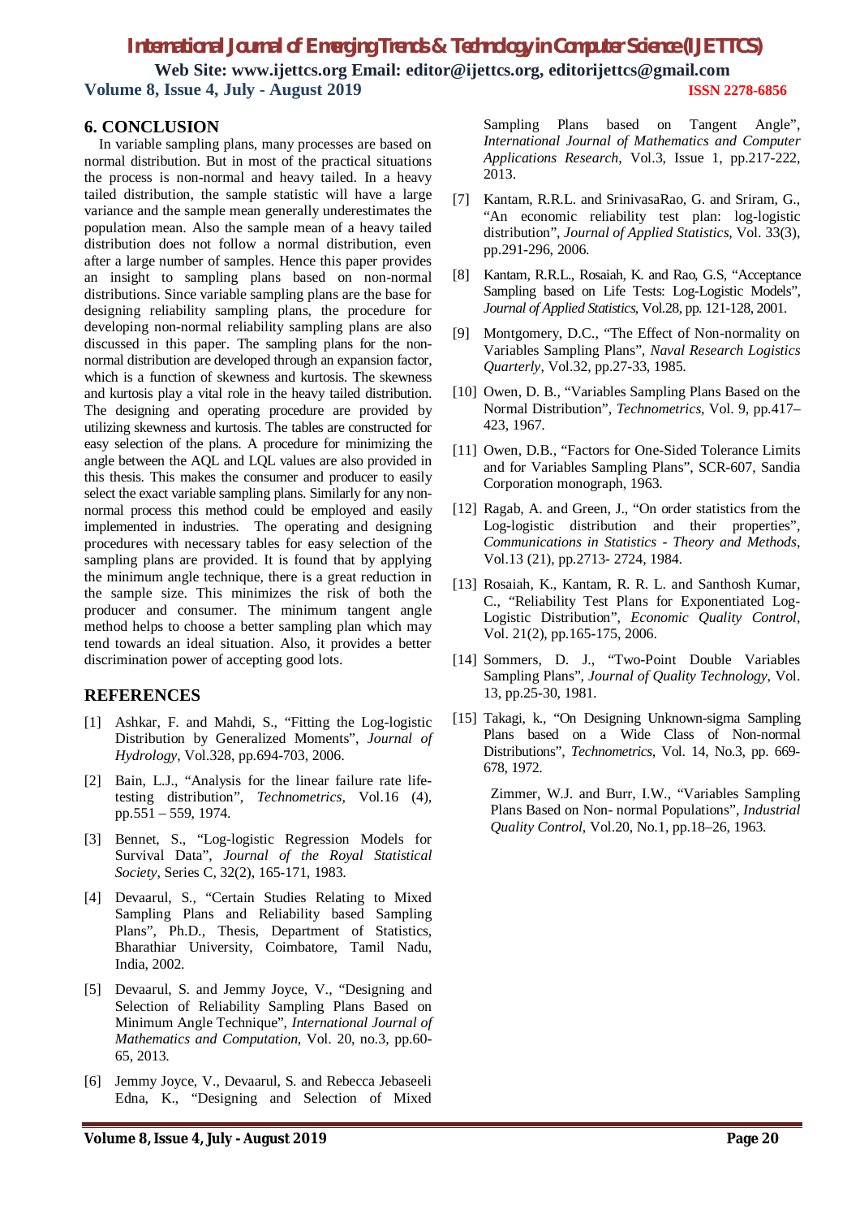## 6. CONCLUSION

In variable sampling plans, many processes are based on normal distribution. But in most of the practical situations the process is non-normal and heavy tailed. In a heavy tailed distribution, the sample statistic will have a large variance and the sample mean generally underestimates the population mean. Also the sample mean of a heavy tailed distribution does not follow a normal distribution, even after a large number of samples. Hence this paper provides an insight to sampling plans based on non-normal distributions. Since variable sampling plans are the base for designing reliability sampling plans, the procedure for developing non-normal reliability sampling plans are also discussed in this paper. The sampling plans for the non-normal distribution are developed through an expansion factor, which is a function of skewness and kurtosis. The skewness and kurtosis play a vital role in the heavy tailed distribution. The designing and operating procedure are provided by utilizing skewness and kurtosis. The tables are constructed for easy selection of the plans. A procedure for minimizing the angle between the AQL and LQL values are also provided in this thesis. This makes the consumer and producer to easily select the exact variable sampling plans. Similarly for any non-normal process this method could be employed and easily implemented in industries. The operating and designing procedures with necessary tables for easy selection of the sampling plans are provided. It is found that by applying the minimum angle technique, there is a great reduction in the sample size. This minimizes the risk of both the producer and consumer. The minimum tangent angle method helps to choose a better sampling plan which may tend towards an ideal situation. Also, it provides a better discrimination power of accepting good lots.

## REFERENCES

[1] Ashkar, F. and Mahdi, S., "Fitting the Log-logistic Distribution by Generalized Moments", *Journal of Hydrology*, Vol.328, pp.694-703, 2006.

[2] Bain, L.J., "Analysis for the linear failure rate life-testing distribution", *Technometrics*, Vol.16 (4), pp.551 – 559, 1974.

[3] Bennet, S., "Log-logistic Regression Models for Survival Data", *Journal of the Royal Statistical Society*, Series C, 32(2), 165-171, 1983.

[4] Devaarul, S., "Certain Studies Relating to Mixed Sampling Plans and Reliability based Sampling Plans", Ph.D., Thesis, Department of Statistics, Bharathiar University, Coimbatore, Tamil Nadu, India, 2002.

[5] Devaarul, S. and Jemmy Joyce, V., "Designing and Selection of Reliability Sampling Plans Based on Minimum Angle Technique", *International Journal of Mathematics and Computation*, Vol. 20, no.3, pp.60-65, 2013.

[6] Jemmy Joyce, V., Devaarul, S. and Rebecca Jebaseeli Edna, K., "Designing and Selection of Mixed Sampling Plans based on Tangent Angle", *International Journal of Mathematics and Computer Applications Research*, Vol.3, Issue 1, pp.217-222, 2013.

[7] Kantam, R.R.L. and SrinivasaRao, G. and Sriram, G., "An economic reliability test plan: log-logistic distribution", *Journal of Applied Statistics*, Vol. 33(3), pp.291-296, 2006.

[8] Kantam, R.R.L., Rosaiah, K. and Rao, G.S, "Acceptance Sampling based on Life Tests: Log-Logistic Models", *Journal of Applied Statistics*, Vol.28, pp. 121-128, 2001.

[9] Montgomery, D.C., "The Effect of Non-normality on Variables Sampling Plans", *Naval Research Logistics Quarterly*, Vol.32, pp.27-33, 1985.

[10] Owen, D. B., "Variables Sampling Plans Based on the Normal Distribution", *Technometrics*, Vol. 9, pp.417–423, 1967.

[11] Owen, D.B., "Factors for One-Sided Tolerance Limits and for Variables Sampling Plans", SCR-607, Sandia Corporation monograph, 1963.

[12] Ragab, A. and Green, J., "On order statistics from the Log-logistic distribution and their properties", *Communications in Statistics - Theory and Methods*, Vol.13 (21), pp.2713- 2724, 1984.

[13] Rosaiah, K., Kantam, R. R. L. and Santhosh Kumar, C., "Reliability Test Plans for Exponentiated Log-Logistic Distribution", *Economic Quality Control*, Vol. 21(2), pp.165-175, 2006.

[14] Sommers, D. J., "Two-Point Double Variables Sampling Plans", *Journal of Quality Technology*, Vol. 13, pp.25-30, 1981.

[15] Takagi, k., "On Designing Unknown-sigma Sampling Plans based on a Wide Class of Non-normal Distributions", *Technometrics*, Vol. 14, No.3, pp. 669-678, 1972.

Zimmer, W.J. and Burr, I.W., "Variables Sampling Plans Based on Non- normal Populations", *Industrial Quality Control*, Vol.20, No.1, pp.18–26, 1963.